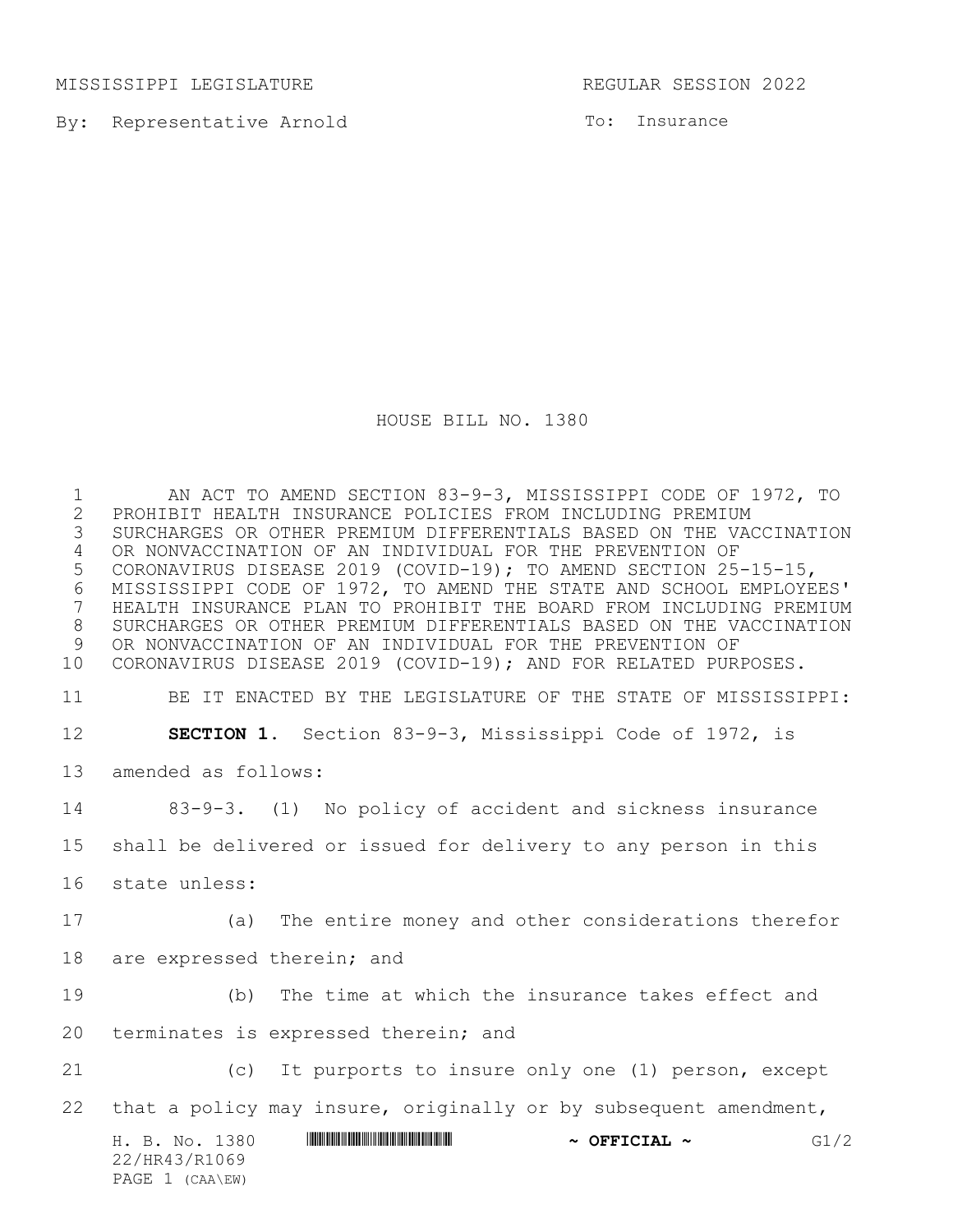MISSISSIPPI LEGISLATURE REGULAR SESSION 2022

By: Representative Arnold

To: Insurance

# HOUSE BILL NO. 1380

AN ACT TO AMEND SECTION 83-9-3, MISSISSIPPI CODE OF 1972, TO PROHIBIT HEALTH INSURANCE POLICIES FROM INCLUDING PREMIUM SURCHARGES OR OTHER PREMIUM DIFFERENTIALS BASED ON THE VACCINATION OR NONVACCINATION OF AN INDIVIDUAL FOR THE PREVENTION OF CORONAVIRUS DISEASE 2019 (COVID-19); TO AMEND SECTION 25-15-15, MISSISSIPPI CODE OF 1972, TO AMEND THE STATE AND SCHOOL EMPLOYEES' HEALTH INSURANCE PLAN TO PROHIBIT THE BOARD FROM INCLUDING PREMIUM SURCHARGES OR OTHER PREMIUM DIFFERENTIALS BASED ON THE VACCINATION OR NONVACCINATION OF AN INDIVIDUAL FOR THE PREVENTION OF CORONAVIRUS DISEASE 2019 (COVID-19); AND FOR RELATED PURPOSES.

BE IT ENACTED BY THE LEGISLATURE OF THE STATE OF MISSISSIPPI:

**SECTION 1.** Section 83-9-3, Mississippi Code of 1972, is amended as follows:

83-9-3. (1) No policy of accident and sickness insurance shall be delivered or issued for delivery to any person in this state unless:

(a) The entire money and other considerations therefor are expressed therein; and

(b) The time at which the insurance takes effect and terminates is expressed therein; and

(c) It purports to insure only one (1) person, except that a policy may insure, originally or by subsequent amendment,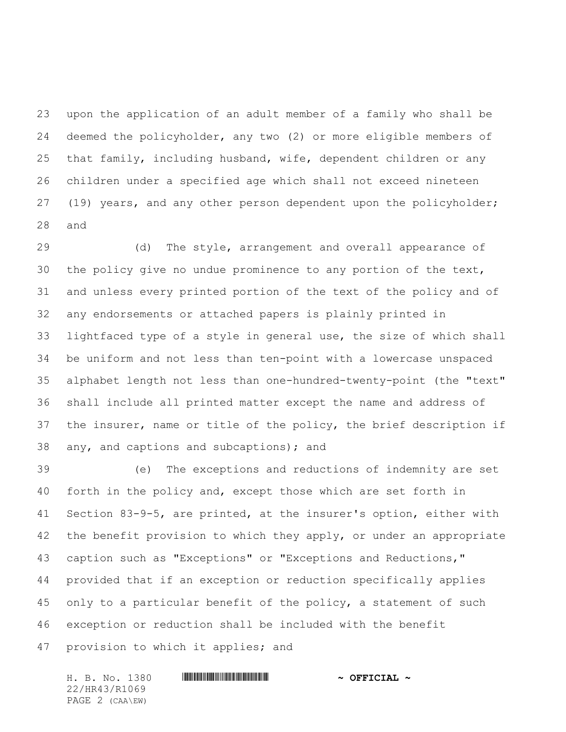upon the application of an adult member of a family who shall be deemed the policyholder, any two (2) or more eligible members of that family, including husband, wife, dependent children or any children under a specified age which shall not exceed nineteen (19) years, and any other person dependent upon the policyholder; and

(d) The style, arrangement and overall appearance of the policy give no undue prominence to any portion of the text, and unless every printed portion of the text of the policy and of any endorsements or attached papers is plainly printed in lightfaced type of a style in general use, the size of which shall be uniform and not less than ten-point with a lowercase unspaced alphabet length not less than one-hundred-twenty-point (the "text" shall include all printed matter except the name and address of the insurer, name or title of the policy, the brief description if any, and captions and subcaptions); and

(e) The exceptions and reductions of indemnity are set forth in the policy and, except those which are set forth in Section 83-9-5, are printed, at the insurer's option, either with the benefit provision to which they apply, or under an appropriate caption such as "Exceptions" or "Exceptions and Reductions," provided that if an exception or reduction specifically applies only to a particular benefit of the policy, a statement of such exception or reduction shall be included with the benefit provision to which it applies; and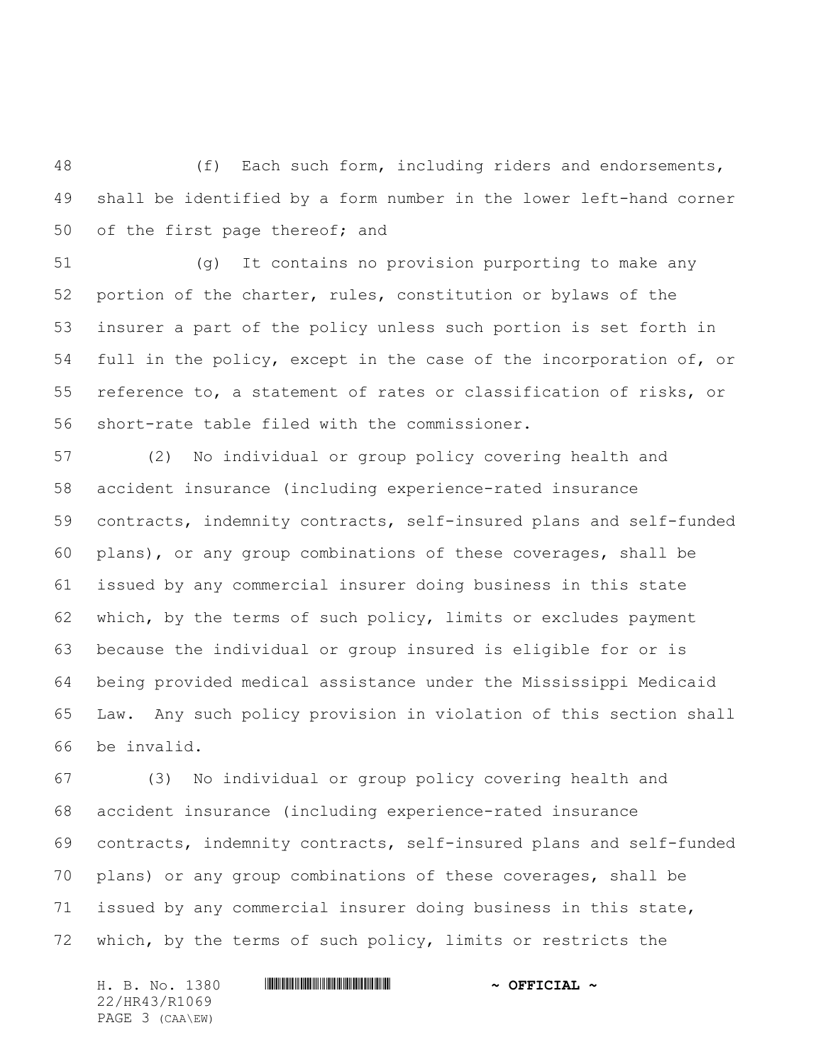(f) Each such form, including riders and endorsements, shall be identified by a form number in the lower left-hand corner of the first page thereof; and

(g) It contains no provision purporting to make any portion of the charter, rules, constitution or bylaws of the insurer a part of the policy unless such portion is set forth in full in the policy, except in the case of the incorporation of, or reference to, a statement of rates or classification of risks, or short-rate table filed with the commissioner.

(2) No individual or group policy covering health and accident insurance (including experience-rated insurance contracts, indemnity contracts, self-insured plans and self-funded plans), or any group combinations of these coverages, shall be issued by any commercial insurer doing business in this state which, by the terms of such policy, limits or excludes payment because the individual or group insured is eligible for or is being provided medical assistance under the Mississippi Medicaid Law. Any such policy provision in violation of this section shall be invalid.

(3) No individual or group policy covering health and accident insurance (including experience-rated insurance contracts, indemnity contracts, self-insured plans and self-funded plans) or any group combinations of these coverages, shall be issued by any commercial insurer doing business in this state, which, by the terms of such policy, limits or restricts the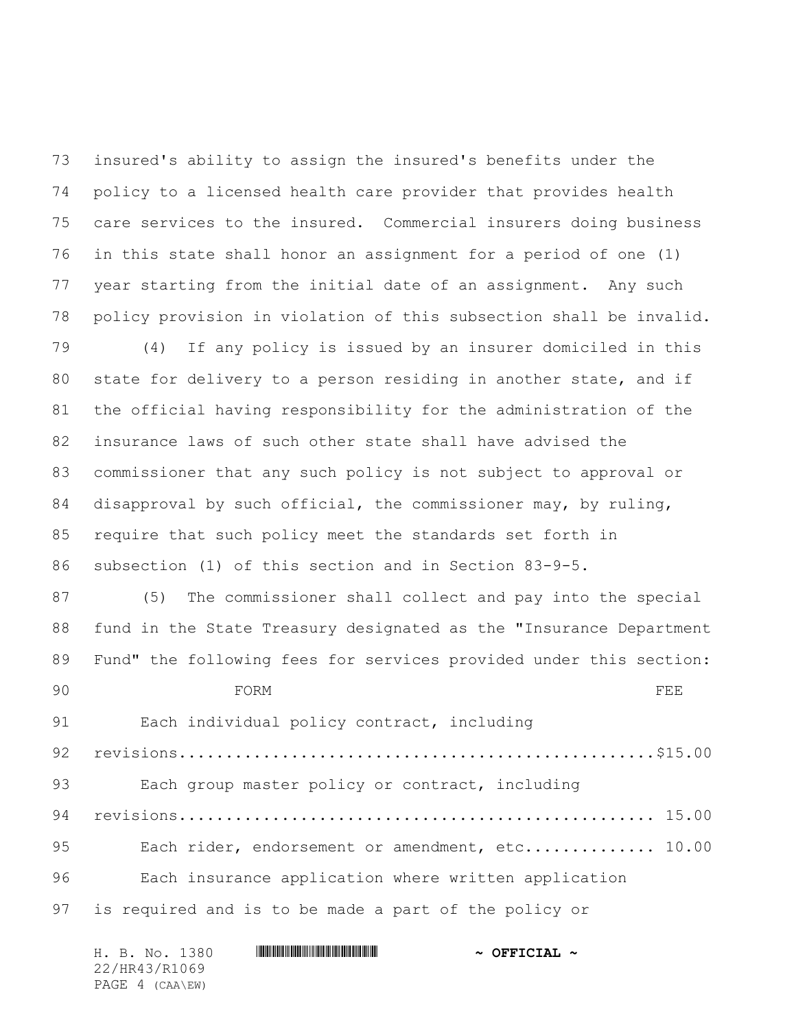insured's ability to assign the insured's benefits under the policy to a licensed health care provider that provides health care services to the insured. Commercial insurers doing business in this state shall honor an assignment for a period of one (1) year starting from the initial date of an assignment. Any such policy provision in violation of this subsection shall be invalid.

(4) If any policy is issued by an insurer domiciled in this state for delivery to a person residing in another state, and if the official having responsibility for the administration of the insurance laws of such other state shall have advised the commissioner that any such policy is not subject to approval or disapproval by such official, the commissioner may, by ruling, require that such policy meet the standards set forth in subsection (1) of this section and in Section 83-9-5.

(5) The commissioner shall collect and pay into the special fund in the State Treasury designated as the "Insurance Department Fund" the following fees for services provided under this section:

| FORM | FEE |
|---|---|
| Each individual policy contract, including revisions | $15.00 |
| Each group master policy or contract, including revisions | 15.00 |
| Each rider, endorsement or amendment, etc. | 10.00 |
| Each insurance application where written application is required and is to be made a part of the policy or | |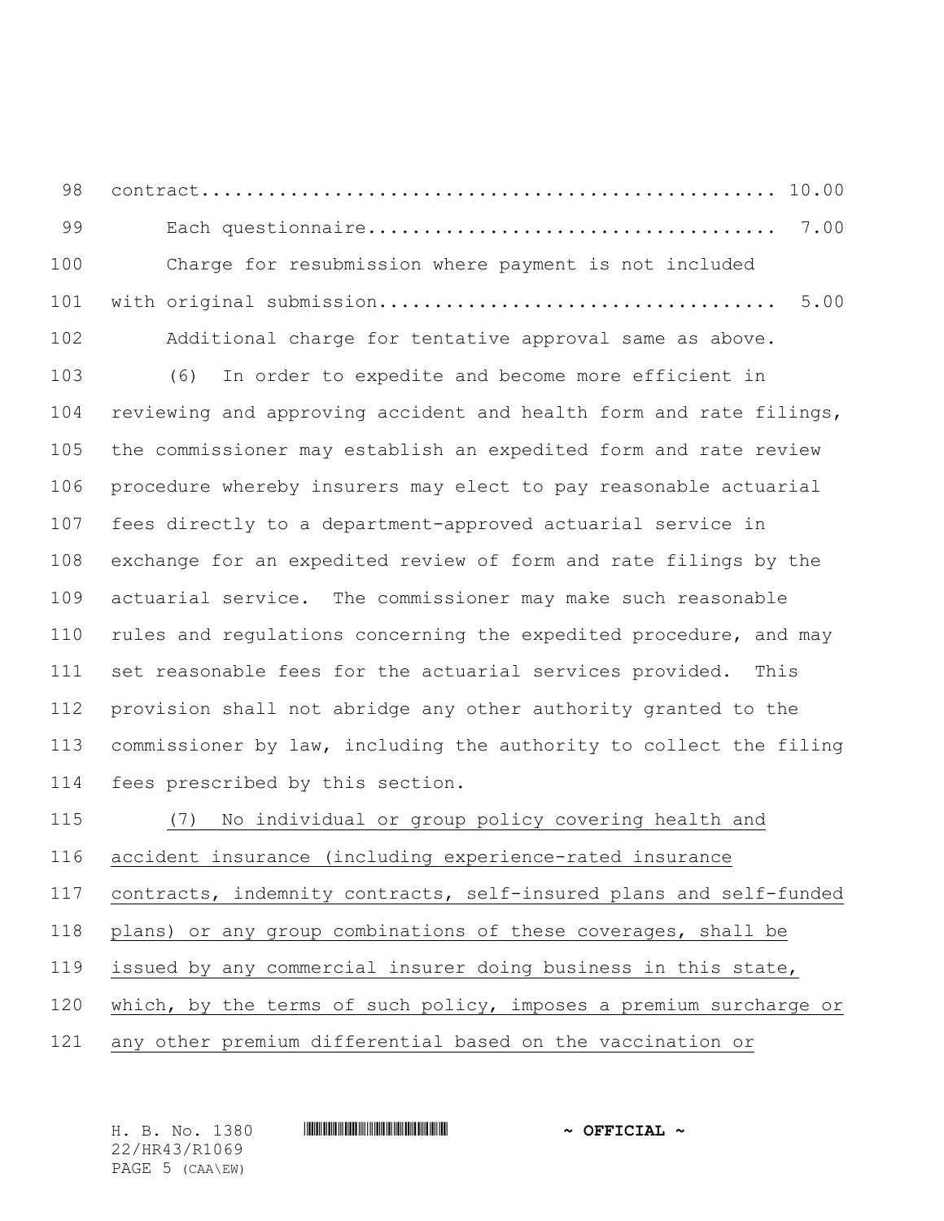contract...................................................... 10.00

Each questionnaire.................................... 7.00

Charge for resubmission where payment is not included with original submission.................................. 5.00

Additional charge for tentative approval same as above.

(6) In order to expedite and become more efficient in reviewing and approving accident and health form and rate filings, the commissioner may establish an expedited form and rate review procedure whereby insurers may elect to pay reasonable actuarial fees directly to a department-approved actuarial service in exchange for an expedited review of form and rate filings by the actuarial service. The commissioner may make such reasonable rules and regulations concerning the expedited procedure, and may set reasonable fees for the actuarial services provided. This provision shall not abridge any other authority granted to the commissioner by law, including the authority to collect the filing fees prescribed by this section.

(7) No individual or group policy covering health and accident insurance (including experience-rated insurance contracts, indemnity contracts, self-insured plans and self-funded plans) or any group combinations of these coverages, shall be issued by any commercial insurer doing business in this state, which, by the terms of such policy, imposes a premium surcharge or any other premium differential based on the vaccination or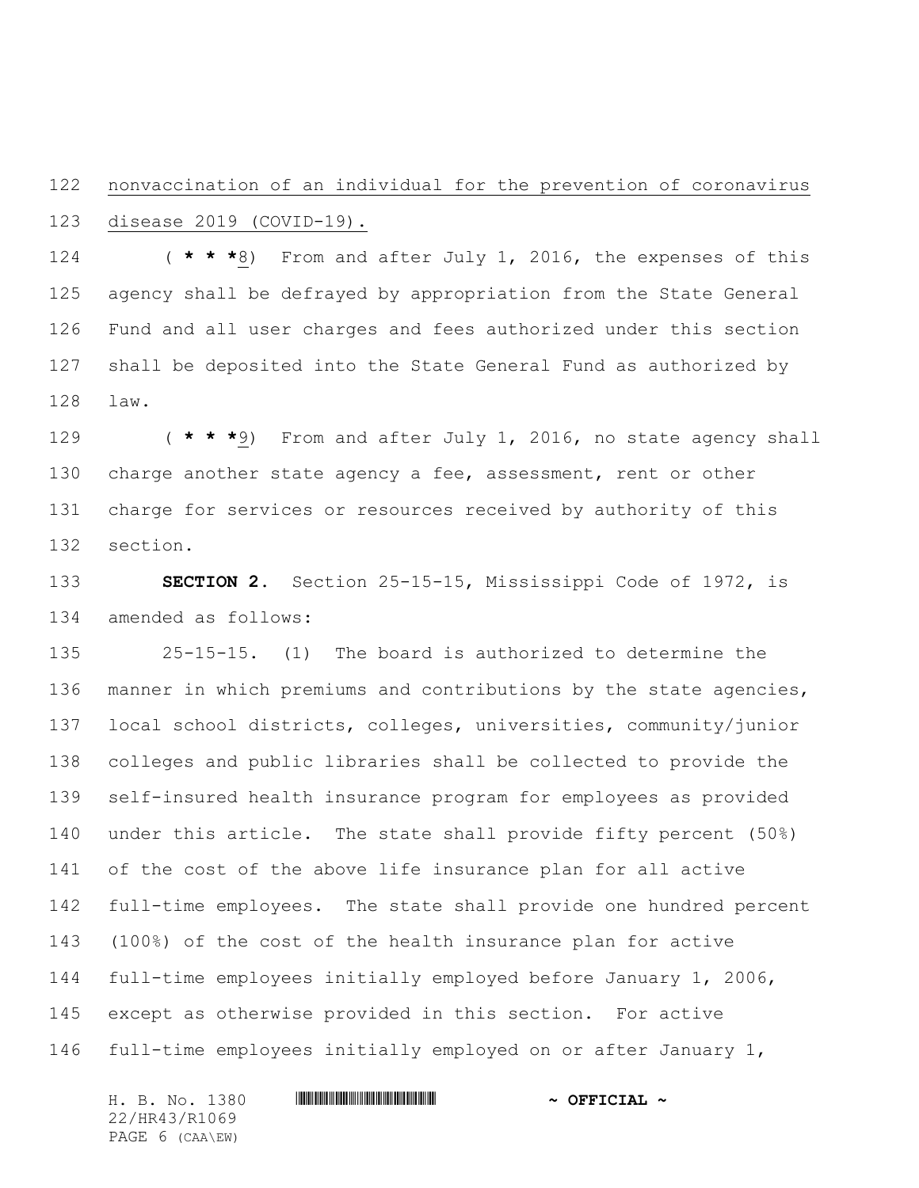nonvaccination of an individual for the prevention of coronavirus disease 2019 (COVID-19).

( *** 8) From and after July 1, 2016, the expenses of this agency shall be defrayed by appropriation from the State General Fund and all user charges and fees authorized under this section shall be deposited into the State General Fund as authorized by law.

( *** 9) From and after July 1, 2016, no state agency shall charge another state agency a fee, assessment, rent or other charge for services or resources received by authority of this section.

**SECTION 2.** Section 25-15-15, Mississippi Code of 1972, is amended as follows:

25-15-15. (1) The board is authorized to determine the manner in which premiums and contributions by the state agencies, local school districts, colleges, universities, community/junior colleges and public libraries shall be collected to provide the self-insured health insurance program for employees as provided under this article. The state shall provide fifty percent (50%) of the cost of the above life insurance plan for all active full-time employees. The state shall provide one hundred percent (100%) of the cost of the health insurance plan for active full-time employees initially employed before January 1, 2006, except as otherwise provided in this section. For active full-time employees initially employed on or after January 1,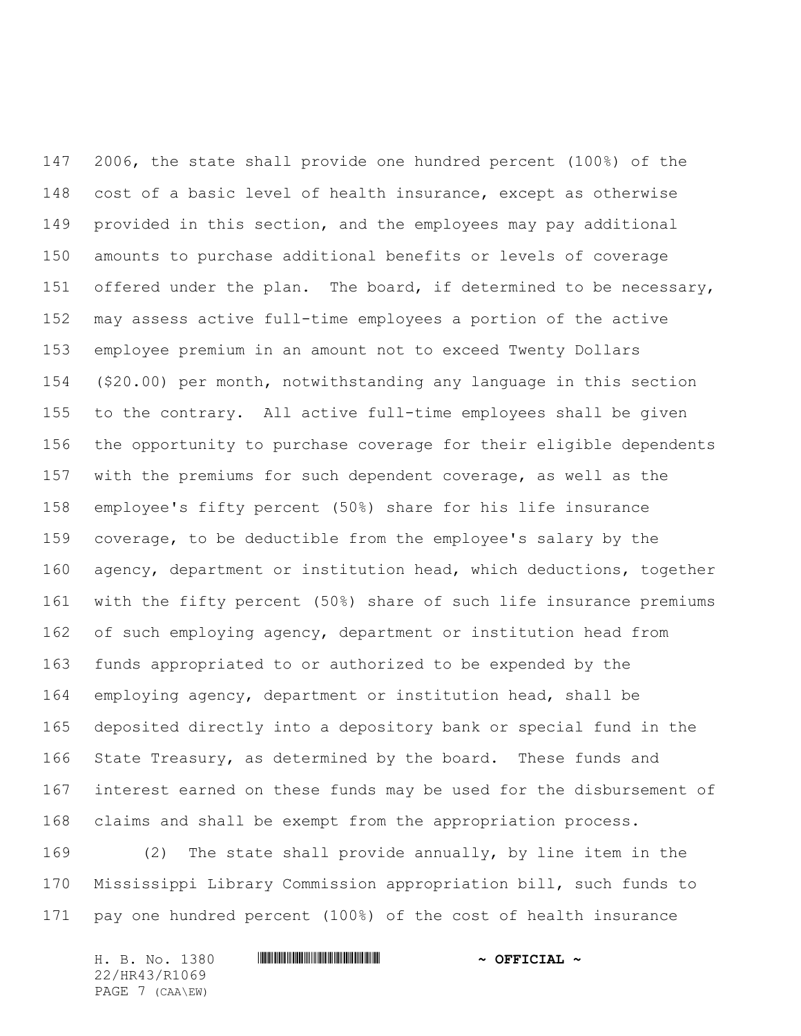2006, the state shall provide one hundred percent (100%) of the cost of a basic level of health insurance, except as otherwise provided in this section, and the employees may pay additional amounts to purchase additional benefits or levels of coverage offered under the plan. The board, if determined to be necessary, may assess active full-time employees a portion of the active employee premium in an amount not to exceed Twenty Dollars ($20.00) per month, notwithstanding any language in this section to the contrary. All active full-time employees shall be given the opportunity to purchase coverage for their eligible dependents with the premiums for such dependent coverage, as well as the employee's fifty percent (50%) share for his life insurance coverage, to be deductible from the employee's salary by the agency, department or institution head, which deductions, together with the fifty percent (50%) share of such life insurance premiums of such employing agency, department or institution head from funds appropriated to or authorized to be expended by the employing agency, department or institution head, shall be deposited directly into a depository bank or special fund in the State Treasury, as determined by the board. These funds and interest earned on these funds may be used for the disbursement of claims and shall be exempt from the appropriation process.

(2) The state shall provide annually, by line item in the Mississippi Library Commission appropriation bill, such funds to pay one hundred percent (100%) of the cost of health insurance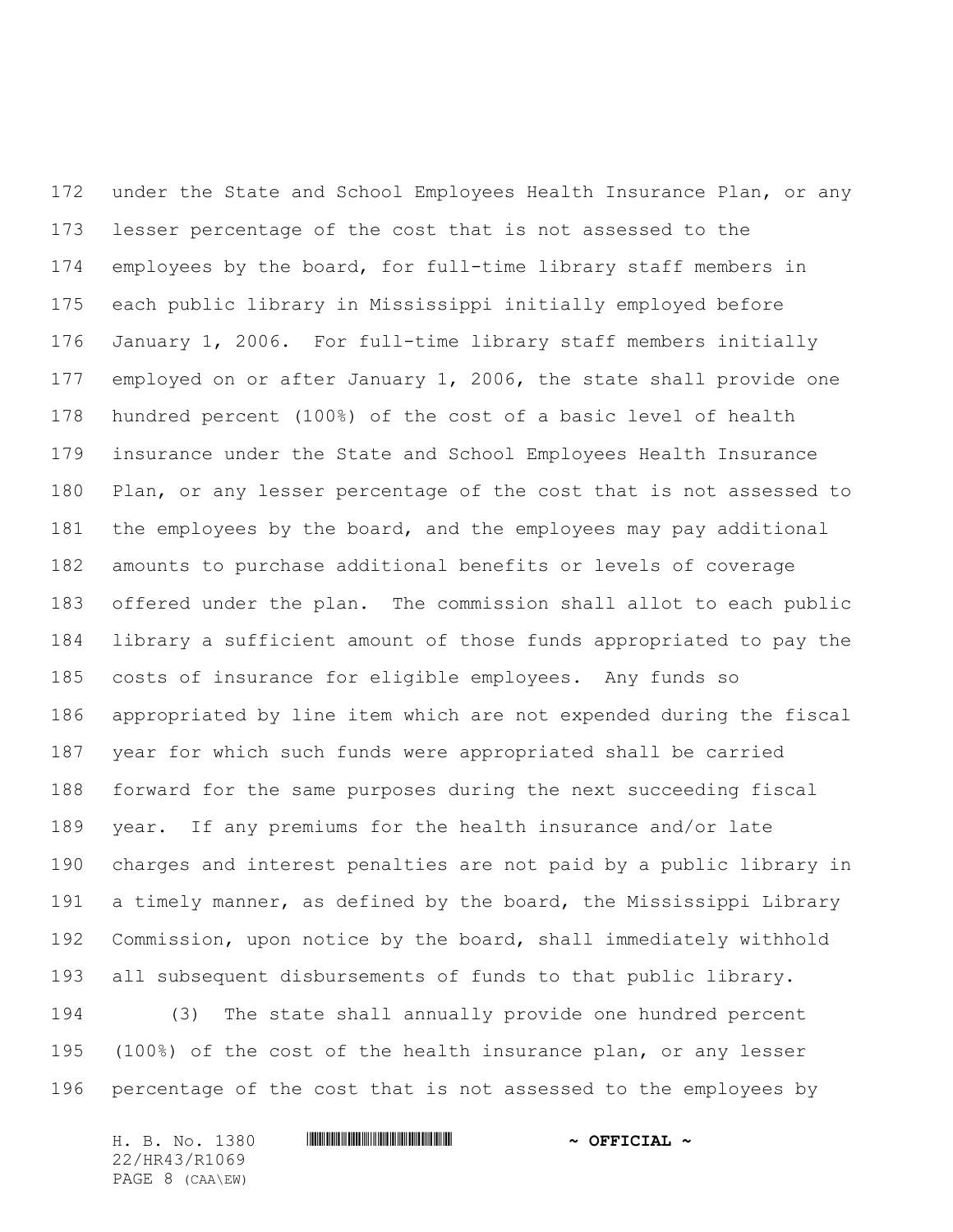under the State and School Employees Health Insurance Plan, or any lesser percentage of the cost that is not assessed to the employees by the board, for full-time library staff members in each public library in Mississippi initially employed before January 1, 2006. For full-time library staff members initially employed on or after January 1, 2006, the state shall provide one hundred percent (100%) of the cost of a basic level of health insurance under the State and School Employees Health Insurance Plan, or any lesser percentage of the cost that is not assessed to the employees by the board, and the employees may pay additional amounts to purchase additional benefits or levels of coverage offered under the plan. The commission shall allot to each public library a sufficient amount of those funds appropriated to pay the costs of insurance for eligible employees. Any funds so appropriated by line item which are not expended during the fiscal year for which such funds were appropriated shall be carried forward for the same purposes during the next succeeding fiscal year. If any premiums for the health insurance and/or late charges and interest penalties are not paid by a public library in a timely manner, as defined by the board, the Mississippi Library Commission, upon notice by the board, shall immediately withhold all subsequent disbursements of funds to that public library.

(3) The state shall annually provide one hundred percent (100%) of the cost of the health insurance plan, or any lesser percentage of the cost that is not assessed to the employees by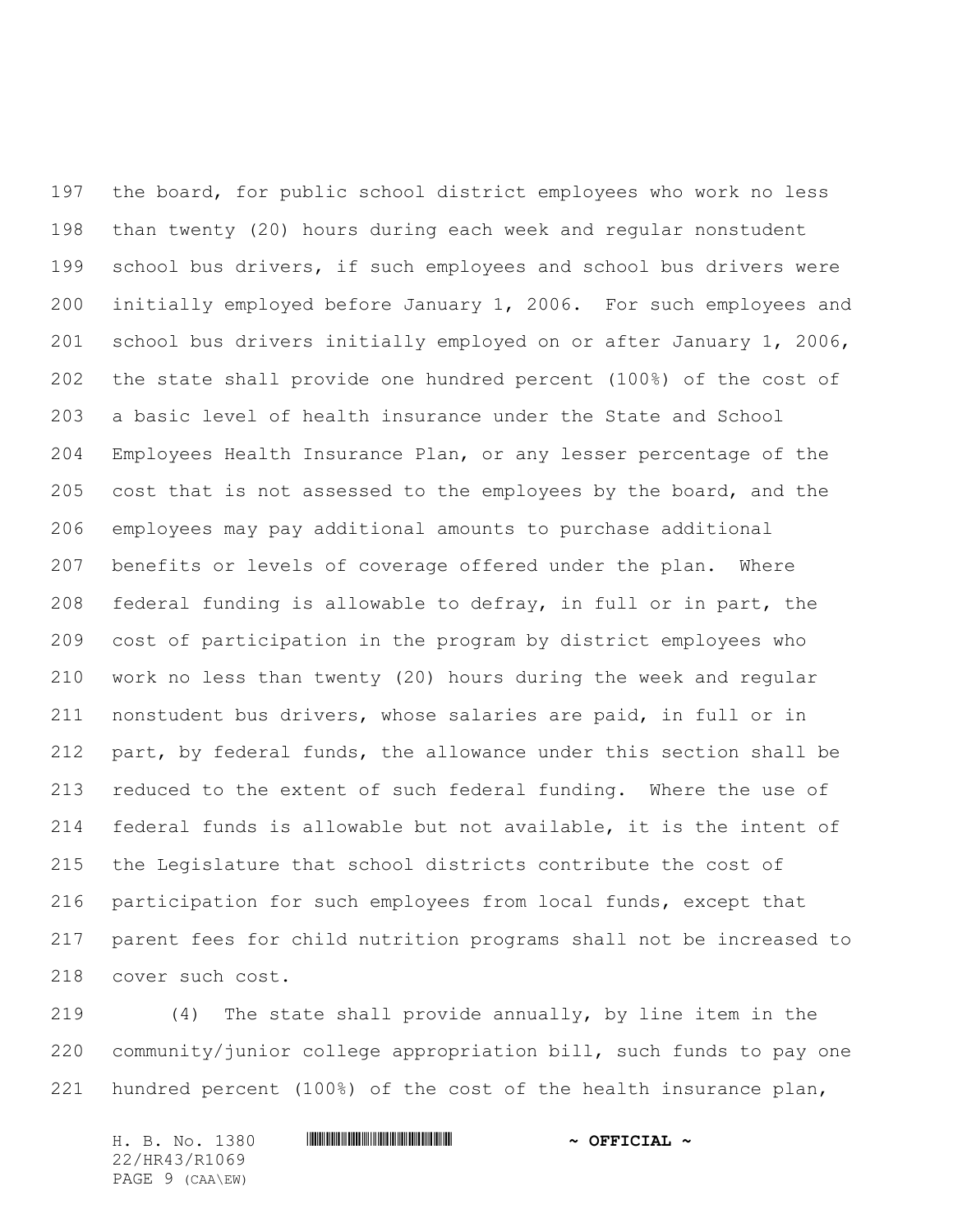the board, for public school district employees who work no less than twenty (20) hours during each week and regular nonstudent school bus drivers, if such employees and school bus drivers were initially employed before January 1, 2006. For such employees and school bus drivers initially employed on or after January 1, 2006, the state shall provide one hundred percent (100%) of the cost of a basic level of health insurance under the State and School Employees Health Insurance Plan, or any lesser percentage of the cost that is not assessed to the employees by the board, and the employees may pay additional amounts to purchase additional benefits or levels of coverage offered under the plan. Where federal funding is allowable to defray, in full or in part, the cost of participation in the program by district employees who work no less than twenty (20) hours during the week and regular nonstudent bus drivers, whose salaries are paid, in full or in part, by federal funds, the allowance under this section shall be reduced to the extent of such federal funding. Where the use of federal funds is allowable but not available, it is the intent of the Legislature that school districts contribute the cost of participation for such employees from local funds, except that parent fees for child nutrition programs shall not be increased to cover such cost.

(4) The state shall provide annually, by line item in the community/junior college appropriation bill, such funds to pay one hundred percent (100%) of the cost of the health insurance plan,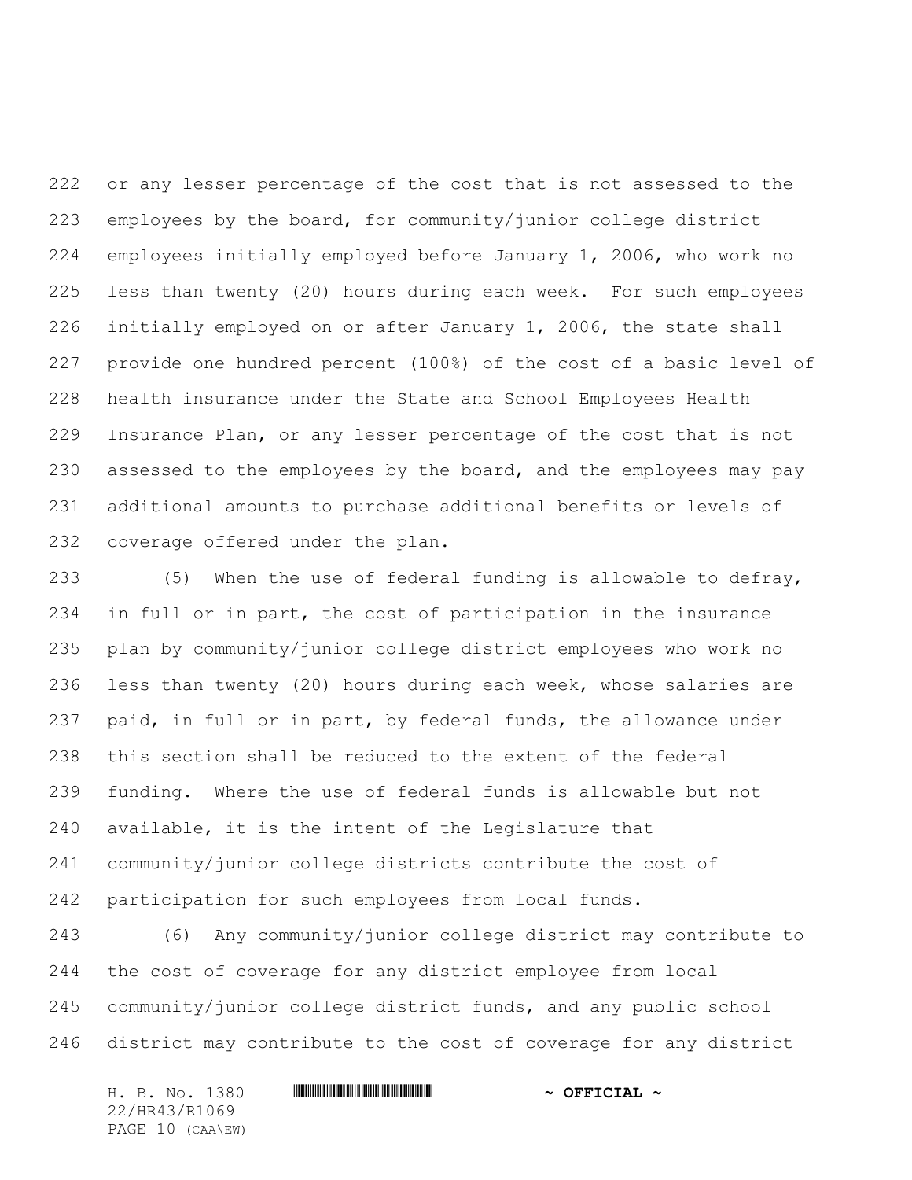or any lesser percentage of the cost that is not assessed to the employees by the board, for community/junior college district employees initially employed before January 1, 2006, who work no less than twenty (20) hours during each week. For such employees initially employed on or after January 1, 2006, the state shall provide one hundred percent (100%) of the cost of a basic level of health insurance under the State and School Employees Health Insurance Plan, or any lesser percentage of the cost that is not assessed to the employees by the board, and the employees may pay additional amounts to purchase additional benefits or levels of coverage offered under the plan.

(5) When the use of federal funding is allowable to defray, in full or in part, the cost of participation in the insurance plan by community/junior college district employees who work no less than twenty (20) hours during each week, whose salaries are paid, in full or in part, by federal funds, the allowance under this section shall be reduced to the extent of the federal funding. Where the use of federal funds is allowable but not available, it is the intent of the Legislature that community/junior college districts contribute the cost of participation for such employees from local funds.

(6) Any community/junior college district may contribute to the cost of coverage for any district employee from local community/junior college district funds, and any public school district may contribute to the cost of coverage for any district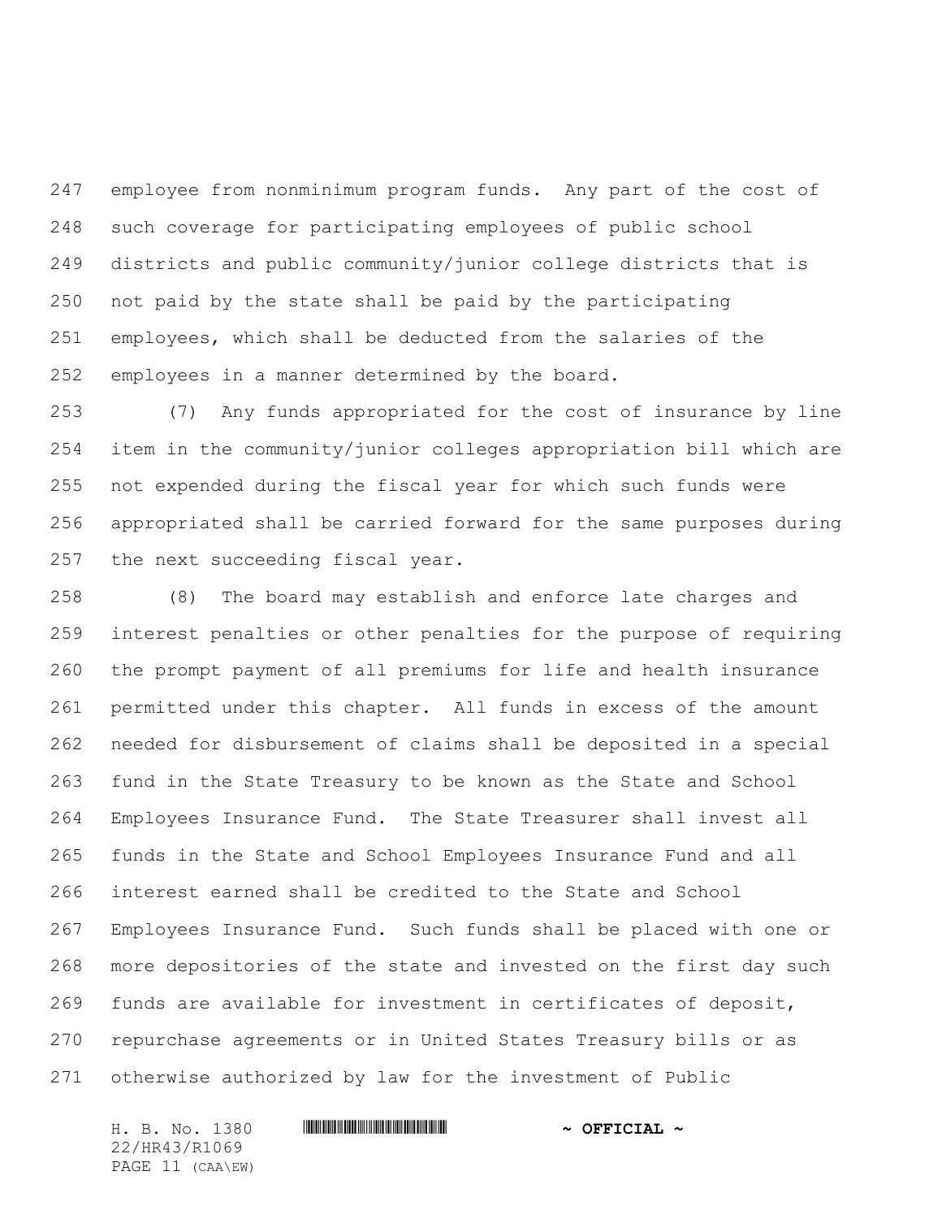employee from nonminimum program funds. Any part of the cost of such coverage for participating employees of public school districts and public community/junior college districts that is not paid by the state shall be paid by the participating employees, which shall be deducted from the salaries of the employees in a manner determined by the board.

(7) Any funds appropriated for the cost of insurance by line item in the community/junior colleges appropriation bill which are not expended during the fiscal year for which such funds were appropriated shall be carried forward for the same purposes during the next succeeding fiscal year.

(8) The board may establish and enforce late charges and interest penalties or other penalties for the purpose of requiring the prompt payment of all premiums for life and health insurance permitted under this chapter. All funds in excess of the amount needed for disbursement of claims shall be deposited in a special fund in the State Treasury to be known as the State and School Employees Insurance Fund. The State Treasurer shall invest all funds in the State and School Employees Insurance Fund and all interest earned shall be credited to the State and School Employees Insurance Fund. Such funds shall be placed with one or more depositories of the state and invested on the first day such funds are available for investment in certificates of deposit, repurchase agreements or in United States Treasury bills or as otherwise authorized by law for the investment of Public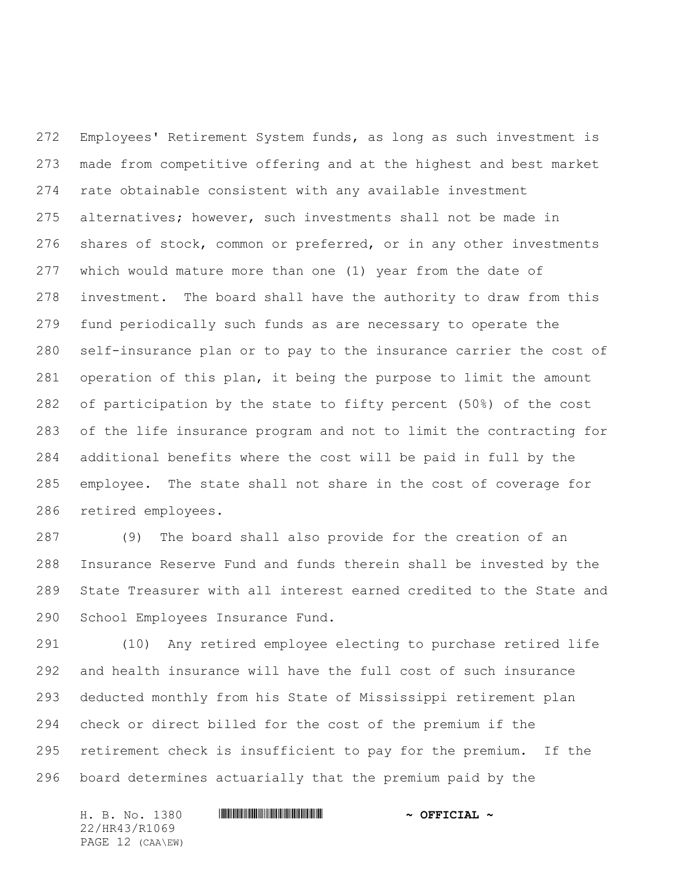Employees' Retirement System funds, as long as such investment is made from competitive offering and at the highest and best market rate obtainable consistent with any available investment alternatives; however, such investments shall not be made in shares of stock, common or preferred, or in any other investments which would mature more than one (1) year from the date of investment. The board shall have the authority to draw from this fund periodically such funds as are necessary to operate the self-insurance plan or to pay to the insurance carrier the cost of operation of this plan, it being the purpose to limit the amount of participation by the state to fifty percent (50%) of the cost of the life insurance program and not to limit the contracting for additional benefits where the cost will be paid in full by the employee. The state shall not share in the cost of coverage for retired employees.

(9) The board shall also provide for the creation of an Insurance Reserve Fund and funds therein shall be invested by the State Treasurer with all interest earned credited to the State and School Employees Insurance Fund.

(10) Any retired employee electing to purchase retired life and health insurance will have the full cost of such insurance deducted monthly from his State of Mississippi retirement plan check or direct billed for the cost of the premium if the retirement check is insufficient to pay for the premium. If the board determines actuarially that the premium paid by the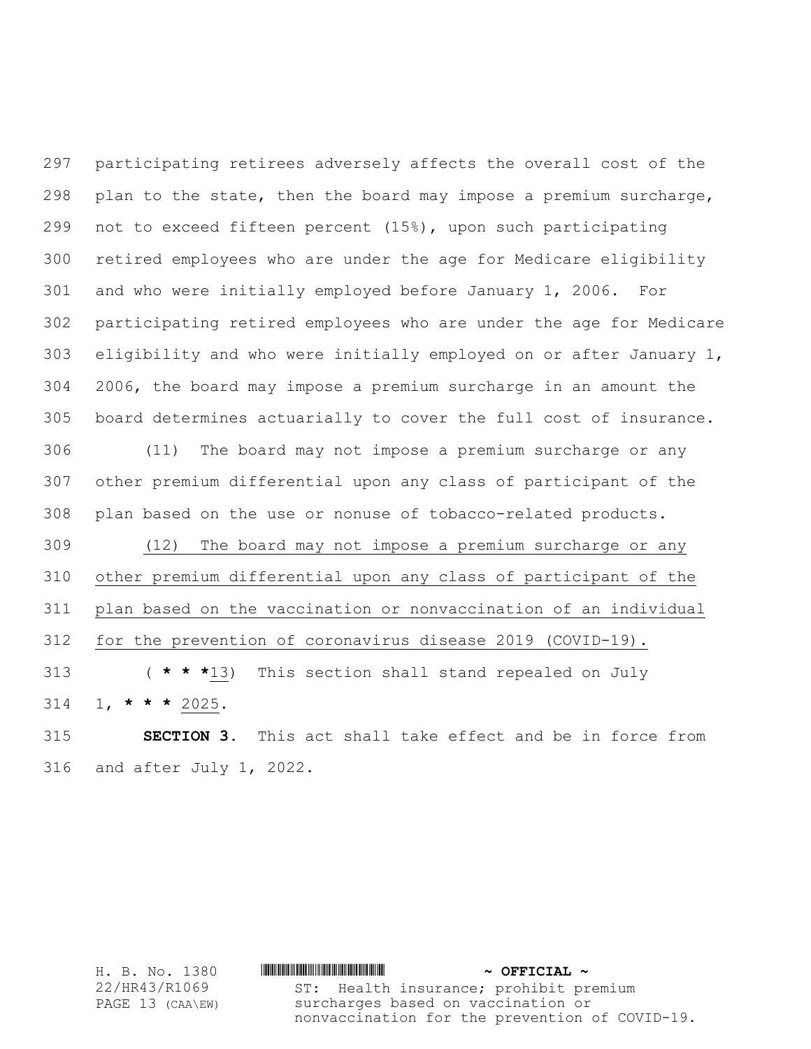participating retirees adversely affects the overall cost of the plan to the state, then the board may impose a premium surcharge, not to exceed fifteen percent (15%), upon such participating retired employees who are under the age for Medicare eligibility and who were initially employed before January 1, 2006. For participating retired employees who are under the age for Medicare eligibility and who were initially employed on or after January 1, 2006, the board may impose a premium surcharge in an amount the board determines actuarially to cover the full cost of insurance.

(11) The board may not impose a premium surcharge or any other premium differential upon any class of participant of the plan based on the use or nonuse of tobacco-related products.

<u>(12) The board may not impose a premium surcharge or any other premium differential upon any class of participant of the plan based on the vaccination or nonvaccination of an individual for the prevention of coronavirus disease 2019 (COVID-19).</u>

( **\* \* \***<u>13</u>) This section shall stand repealed on July 1, **\* \* \*** <u>2025</u>.

**SECTION 3.** This act shall take effect and be in force from and after July 1, 2022.

H. B. No. 1380 ~ OFFICIAL ~
22/HR43/R1069
ST: Health insurance; prohibit premium surcharges based on vaccination or nonvaccination for the prevention of COVID-19.